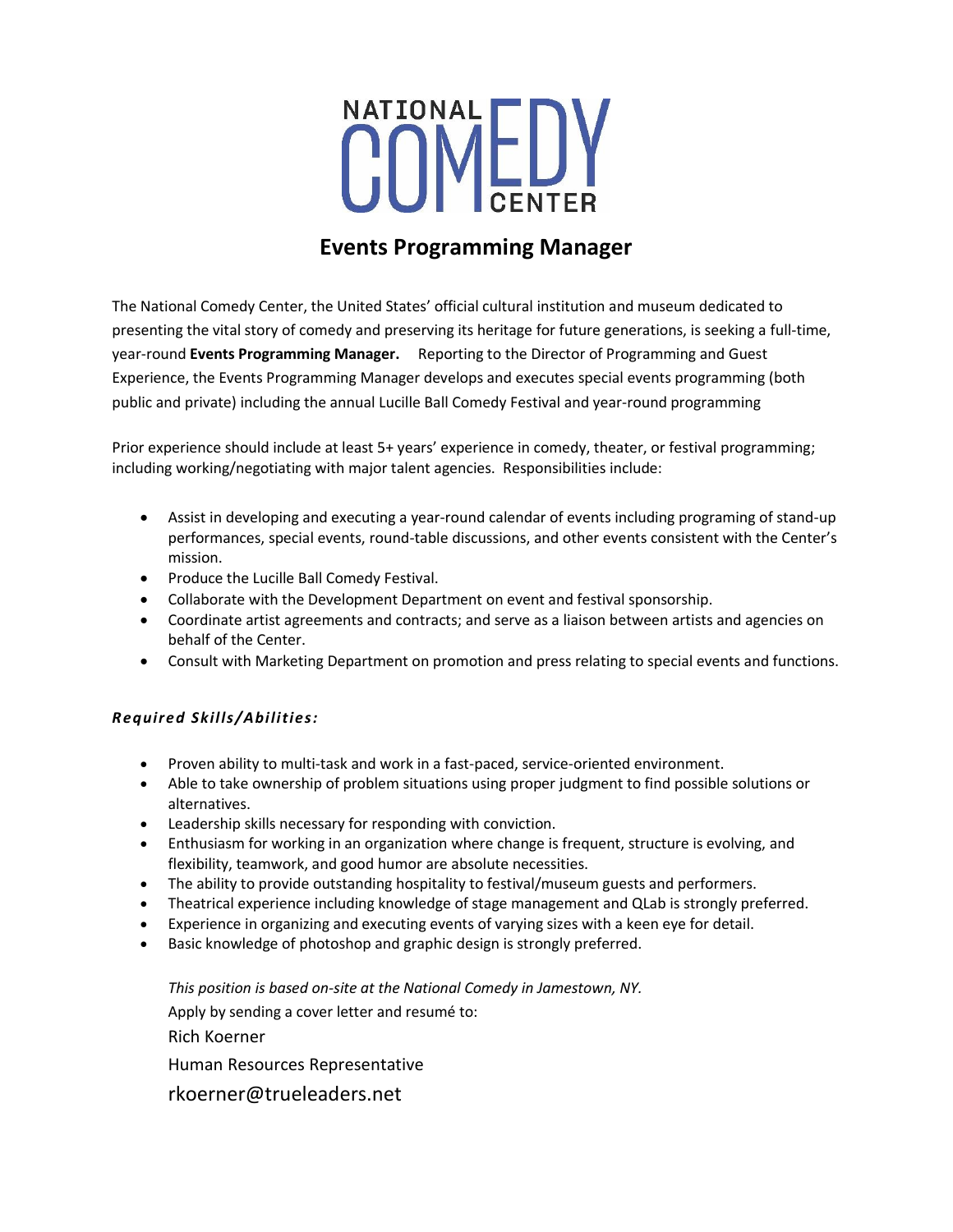# NATIONAL COMEDY CENTER

## Events Programming Manager

The National Comedy Center, the United States' official cultural institution and museum dedicated to presenting the vital story of comedy and preserving its heritage for future generations, is seeking a full-time, year-round **Events Programming Manager.** Reporting to the Director of Programming and Guest Experience, the Events Programming Manager develops and executes special events programming (both public and private) including the annual Lucille Ball Comedy Festival and year-round programming

Prior experience should include at least 5+ years' experience in comedy, theater, or festival programming; including working/negotiating with major talent agencies. Responsibilities include:

- Assist in developing and executing a year-round calendar of events including programing of stand-up performances, special events, round-table discussions, and other events consistent with the Center's mission.
- Produce the Lucille Ball Comedy Festival.
- Collaborate with the Development Department on event and festival sponsorship.
- Coordinate artist agreements and contracts; and serve as a liaison between artists and agencies on behalf of the Center.
- Consult with Marketing Department on promotion and press relating to special events and functions.

***Required Skills/Abilities:***

- Proven ability to multi-task and work in a fast-paced, service-oriented environment.
- Able to take ownership of problem situations using proper judgment to find possible solutions or alternatives.
- Leadership skills necessary for responding with conviction.
- Enthusiasm for working in an organization where change is frequent, structure is evolving, and flexibility, teamwork, and good humor are absolute necessities.
- The ability to provide outstanding hospitality to festival/museum guests and performers.
- Theatrical experience including knowledge of stage management and QLab is strongly preferred.
- Experience in organizing and executing events of varying sizes with a keen eye for detail.
- Basic knowledge of photoshop and graphic design is strongly preferred.

*This position is based on-site at the National Comedy in Jamestown, NY.*

Apply by sending a cover letter and resumé to:

Rich Koerner

Human Resources Representative

rkoerner@trueleaders.net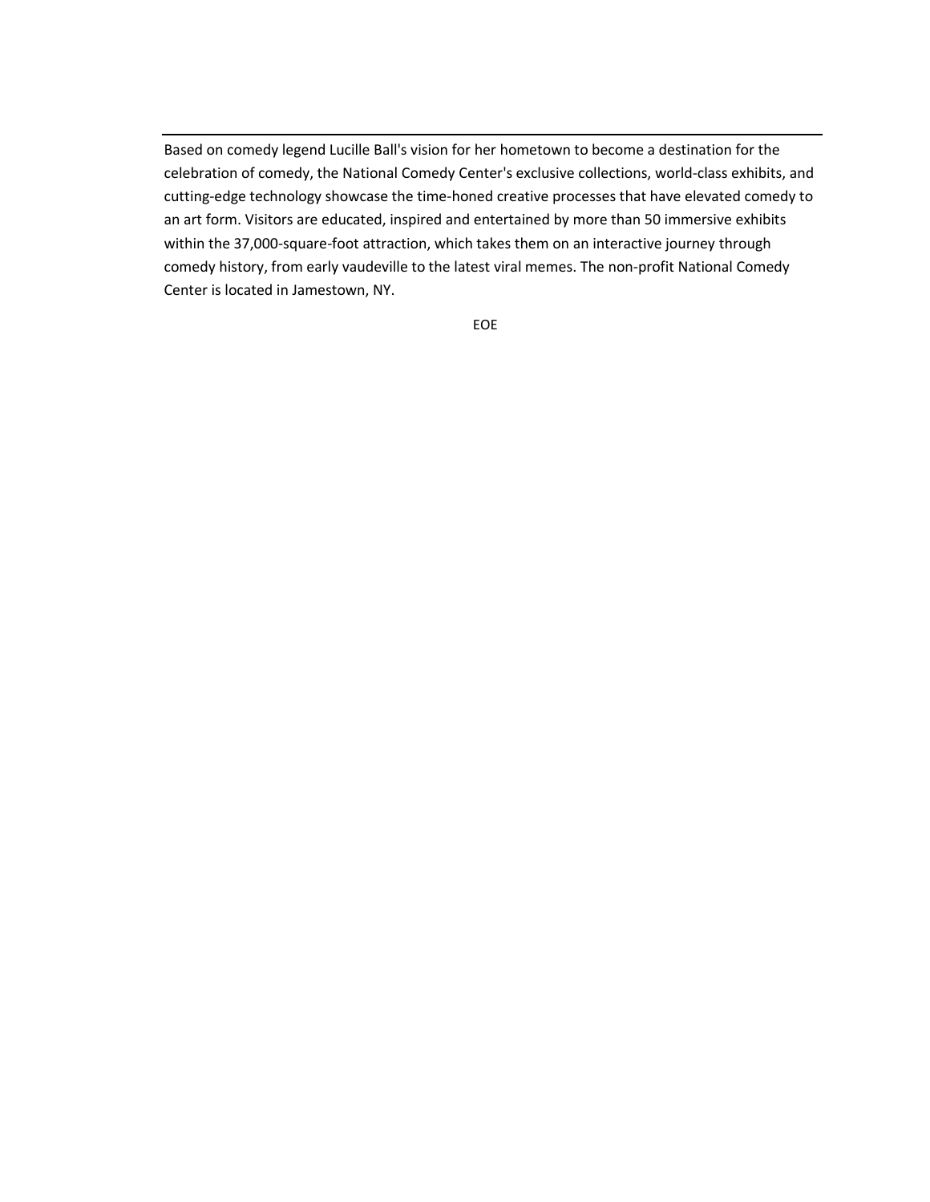---

Based on comedy legend Lucille Ball's vision for her hometown to become a destination for the celebration of comedy, the National Comedy Center's exclusive collections, world-class exhibits, and cutting-edge technology showcase the time-honed creative processes that have elevated comedy to an art form. Visitors are educated, inspired and entertained by more than 50 immersive exhibits within the 37,000-square-foot attraction, which takes them on an interactive journey through comedy history, from early vaudeville to the latest viral memes. The non-profit National Comedy Center is located in Jamestown, NY.

EOE